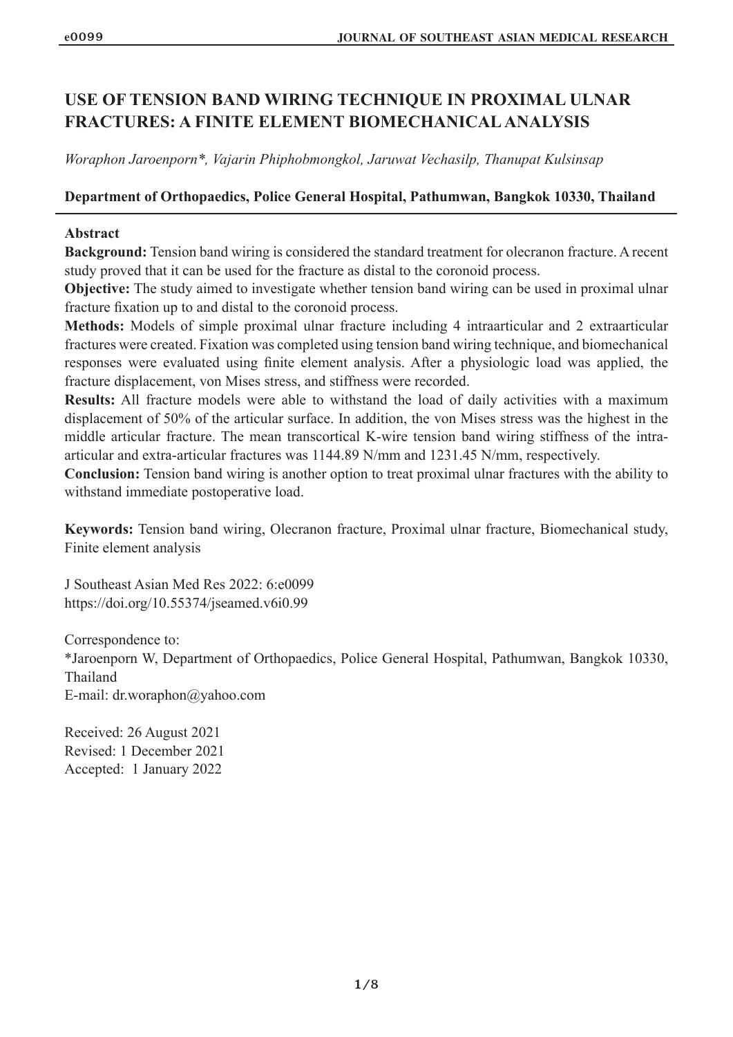# USE OF TENSION BAND WIRING TECHNIQUE IN PROXIMAL ULNAR FRACTURES: A FINITE ELEMENT BIOMECHANICAL ANALYSIS

*Woraphon Jaroenporn\*, Vajarin Phiphobmongkol, Jaruwat Vechasilp, Thanupat Kulsinsap*

**Department of Orthopaedics, Police General Hospital, Pathumwan, Bangkok 10330, Thailand**

## Abstract

**Background:** Tension band wiring is considered the standard treatment for olecranon fracture. A recent study proved that it can be used for the fracture as distal to the coronoid process.

**Objective:** The study aimed to investigate whether tension band wiring can be used in proximal ulnar fracture fixation up to and distal to the coronoid process.

**Methods:** Models of simple proximal ulnar fracture including 4 intraarticular and 2 extraarticular fractures were created. Fixation was completed using tension band wiring technique, and biomechanical responses were evaluated using finite element analysis. After a physiologic load was applied, the fracture displacement, von Mises stress, and stiffness were recorded.

**Results:** All fracture models were able to withstand the load of daily activities with a maximum displacement of 50% of the articular surface. In addition, the von Mises stress was the highest in the middle articular fracture. The mean transcortical K-wire tension band wiring stiffness of the intra-articular and extra-articular fractures was 1144.89 N/mm and 1231.45 N/mm, respectively.

**Conclusion:** Tension band wiring is another option to treat proximal ulnar fractures with the ability to withstand immediate postoperative load.

**Keywords:** Tension band wiring, Olecranon fracture, Proximal ulnar fracture, Biomechanical study, Finite element analysis

J Southeast Asian Med Res 2022: 6:e0099
https://doi.org/10.55374/jseamed.v6i0.99

Correspondence to:
\*Jaroenporn W, Department of Orthopaedics, Police General Hospital, Pathumwan, Bangkok 10330, Thailand
E-mail: dr.woraphon@yahoo.com

Received: 26 August 2021
Revised: 1 December 2021
Accepted: 1 January 2022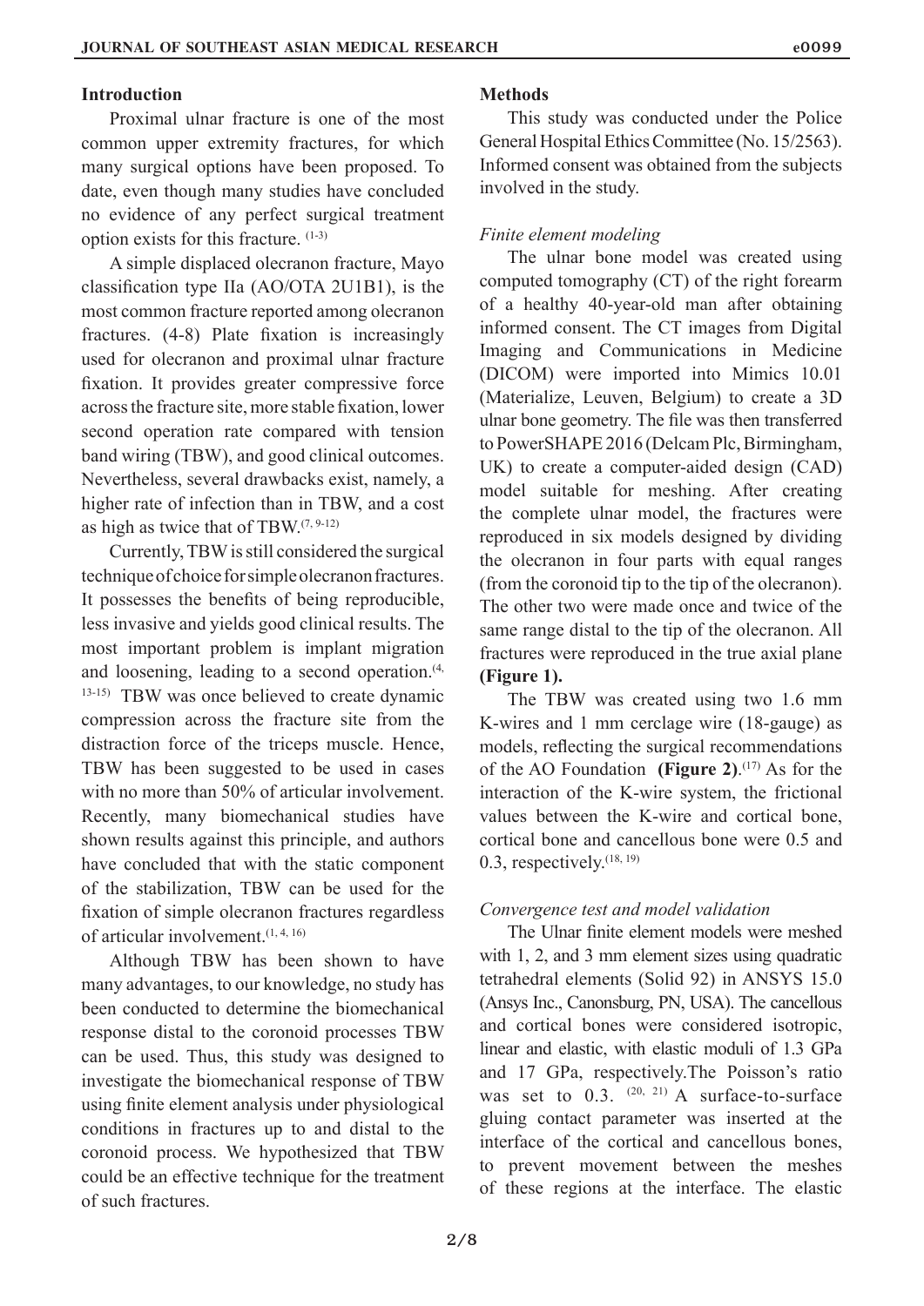## Introduction

Proximal ulnar fracture is one of the most common upper extremity fractures, for which many surgical options have been proposed. To date, even though many studies have concluded no evidence of any perfect surgical treatment option exists for this fracture. [1-3]

A simple displaced olecranon fracture, Mayo classification type IIa (AO/OTA 2U1B1), is the most common fracture reported among olecranon fractures. (4-8) Plate fixation is increasingly used for olecranon and proximal ulnar fracture fixation. It provides greater compressive force across the fracture site, more stable fixation, lower second operation rate compared with tension band wiring (TBW), and good clinical outcomes. Nevertheless, several drawbacks exist, namely, a higher rate of infection than in TBW, and a cost as high as twice that of TBW.[7, 9-12]

Currently, TBW is still considered the surgical technique of choice for simple olecranon fractures. It possesses the benefits of being reproducible, less invasive and yields good clinical results. The most important problem is implant migration and loosening, leading to a second operation.[4, 13-15] TBW was once believed to create dynamic compression across the fracture site from the distraction force of the triceps muscle. Hence, TBW has been suggested to be used in cases with no more than 50% of articular involvement. Recently, many biomechanical studies have shown results against this principle, and authors have concluded that with the static component of the stabilization, TBW can be used for the fixation of simple olecranon fractures regardless of articular involvement.[1, 4, 16]

Although TBW has been shown to have many advantages, to our knowledge, no study has been conducted to determine the biomechanical response distal to the coronoid processes TBW can be used. Thus, this study was designed to investigate the biomechanical response of TBW using finite element analysis under physiological conditions in fractures up to and distal to the coronoid process. We hypothesized that TBW could be an effective technique for the treatment of such fractures.

## Methods

This study was conducted under the Police General Hospital Ethics Committee (No. 15/2563). Informed consent was obtained from the subjects involved in the study.

### *Finite element modeling*

The ulnar bone model was created using computed tomography (CT) of the right forearm of a healthy 40-year-old man after obtaining informed consent. The CT images from Digital Imaging and Communications in Medicine (DICOM) were imported into Mimics 10.01 (Materialize, Leuven, Belgium) to create a 3D ulnar bone geometry. The file was then transferred to PowerSHAPE 2016 (Delcam Plc, Birmingham, UK) to create a computer-aided design (CAD) model suitable for meshing. After creating the complete ulnar model, the fractures were reproduced in six models designed by dividing the olecranon in four parts with equal ranges (from the coronoid tip to the tip of the olecranon). The other two were made once and twice of the same range distal to the tip of the olecranon. All fractures were reproduced in the true axial plane **(Figure 1).**

The TBW was created using two 1.6 mm K-wires and 1 mm cerclage wire (18-gauge) as models, reflecting the surgical recommendations of the AO Foundation **(Figure 2)**.[17] As for the interaction of the K-wire system, the frictional values between the K-wire and cortical bone, cortical bone and cancellous bone were 0.5 and 0.3, respectively.[18, 19]

### *Convergence test and model validation*

The Ulnar finite element models were meshed with 1, 2, and 3 mm element sizes using quadratic tetrahedral elements (Solid 92) in ANSYS 15.0 (Ansys Inc., Canonsburg, PN, USA). The cancellous and cortical bones were considered isotropic, linear and elastic, with elastic moduli of 1.3 GPa and 17 GPa, respectively.The Poisson's ratio was set to 0.3. [20, 21] A surface-to-surface gluing contact parameter was inserted at the interface of the cortical and cancellous bones, to prevent movement between the meshes of these regions at the interface. The elastic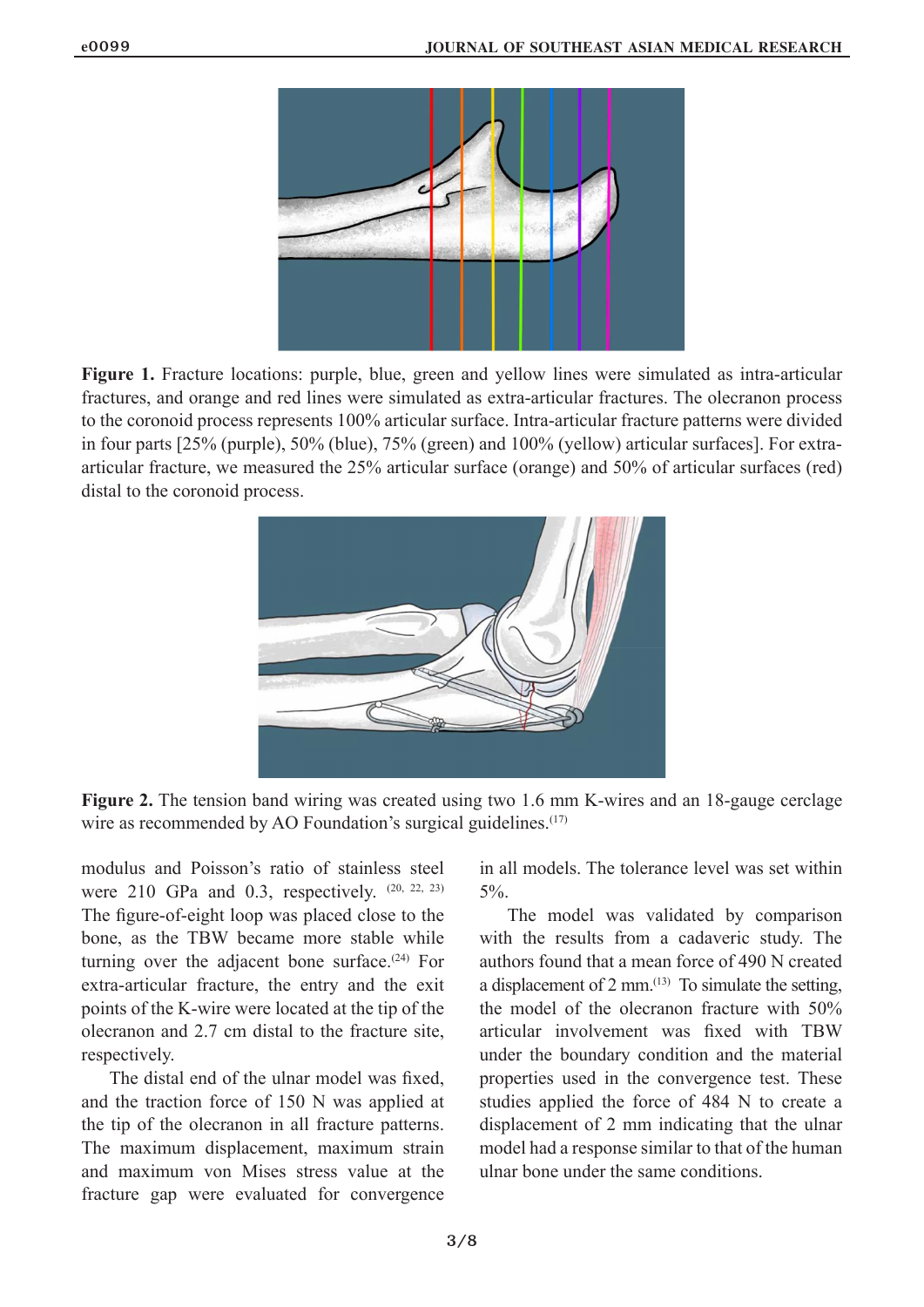**Figure 1.** Fracture locations: purple, blue, green and yellow lines were simulated as intra-articular fractures, and orange and red lines were simulated as extra-articular fractures. The olecranon process to the coronoid process represents 100% articular surface. Intra-articular fracture patterns were divided in four parts [25% (purple), 50% (blue), 75% (green) and 100% (yellow) articular surfaces]. For extra-articular fracture, we measured the 25% articular surface (orange) and 50% of articular surfaces (red) distal to the coronoid process.

**Figure 2.** The tension band wiring was created using two 1.6 mm K-wires and an 18-gauge cerclage wire as recommended by AO Foundation's surgical guidelines.[17]

modulus and Poisson's ratio of stainless steel were 210 GPa and 0.3, respectively. [20, 22, 23] The figure-of-eight loop was placed close to the bone, as the TBW became more stable while turning over the adjacent bone surface.[24] For extra-articular fracture, the entry and the exit points of the K-wire were located at the tip of the olecranon and 2.7 cm distal to the fracture site, respectively.

The distal end of the ulnar model was fixed, and the traction force of 150 N was applied at the tip of the olecranon in all fracture patterns. The maximum displacement, maximum strain and maximum von Mises stress value at the fracture gap were evaluated for convergence in all models. The tolerance level was set within 5%.

The model was validated by comparison with the results from a cadaveric study. The authors found that a mean force of 490 N created a displacement of 2 mm.[13] To simulate the setting, the model of the olecranon fracture with 50% articular involvement was fixed with TBW under the boundary condition and the material properties used in the convergence test. These studies applied the force of 484 N to create a displacement of 2 mm indicating that the ulnar model had a response similar to that of the human ulnar bone under the same conditions.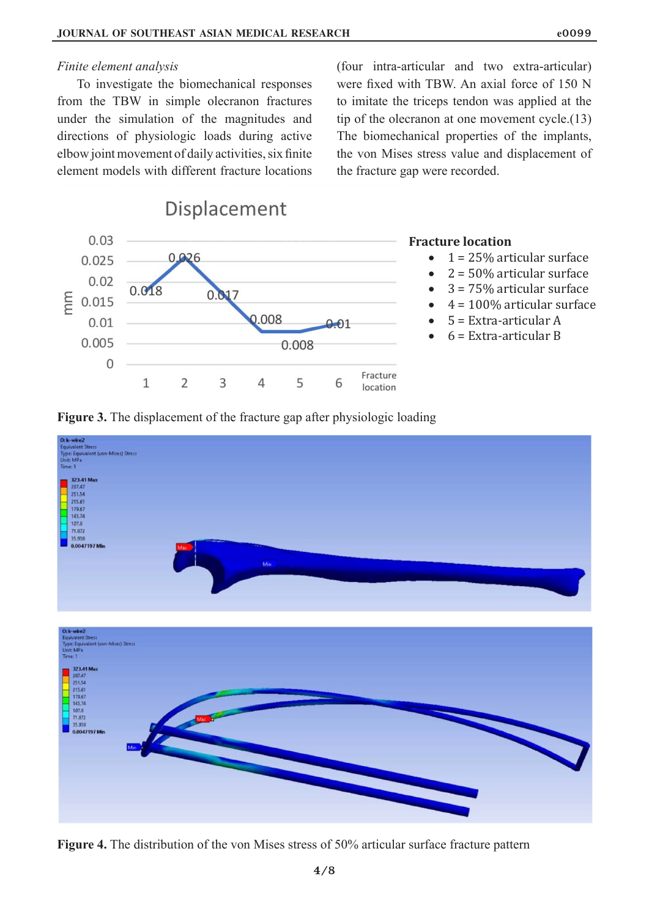*Finite element analysis*

To investigate the biomechanical responses from the TBW in simple olecranon fractures under the simulation of the magnitudes and directions of physiologic loads during active elbow joint movement of daily activities, six finite element models with different fracture locations (four intra-articular and two extra-articular) were fixed with TBW. An axial force of 150 N to imitate the triceps tendon was applied at the tip of the olecranon at one movement cycle.(13) The biomechanical properties of the implants, the von Mises stress value and displacement of the fracture gap were recorded.

Displacement

mm

0.03
0.025
0.02
0.015
0.01
0.005
0

0.018
0.026
0.017
0.008
0.008
0.01

1 2 3 4 5 6

Fracture location

**Fracture location**

- 1 = 25% articular surface
- 2 = 50% articular surface
- 3 = 75% articular surface
- 4 = 100% articular surface
- 5 = Extra-articular A
- 6 = Extra-articular B

**Figure 3.** The displacement of the fracture gap after physiologic loading

O: k-wire2
Equivalent Stress
Type: Equivalent (von-Mises) Stress
Unit: MPa
Time: 1

323.41 Max
287.47
251.54
215.61
179.67
143.74
107.8
71.872
35.938
0.0047197 Min

Max
Min

O: k-wire2
Equivalent Stress
Type: Equivalent (von-Mises) Stress
Unit: MPa
Time: 1

323.41 Max
287.47
251.54
215.61
179.67
143.74
107.8
71.872
35.938
0.0047197 Min

Max
Min

**Figure 4.** The distribution of the von Mises stress of 50% articular surface fracture pattern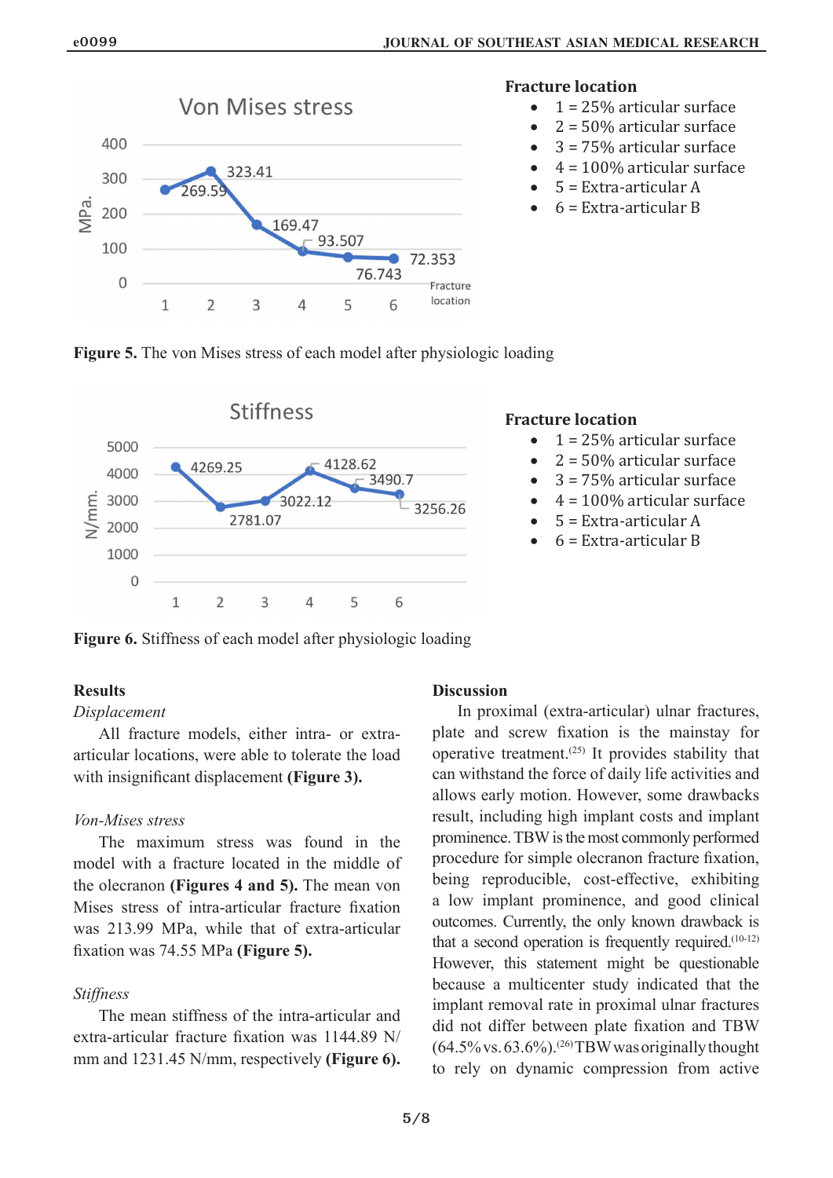Fracture location

- 1 = 25% articular surface
- 2 = 50% articular surface
- 3 = 75% articular surface
- 4 = 100% articular surface
- 5 = Extra-articular A
- 6 = Extra-articular B

**Figure 5.** The von Mises stress of each model after physiologic loading

Fracture location

- 1 = 25% articular surface
- 2 = 50% articular surface
- 3 = 75% articular surface
- 4 = 100% articular surface
- 5 = Extra-articular A
- 6 = Extra-articular B

**Figure 6.** Stiffness of each model after physiologic loading

## Results

*Displacement*

All fracture models, either intra- or extra-articular locations, were able to tolerate the load with insignificant displacement **(Figure 3).**

*Von-Mises stress*

The maximum stress was found in the model with a fracture located in the middle of the olecranon **(Figures 4 and 5).** The mean von Mises stress of intra-articular fracture fixation was 213.99 MPa, while that of extra-articular fixation was 74.55 MPa **(Figure 5).**

*Stiffness*

The mean stiffness of the intra-articular and extra-articular fracture fixation was 1144.89 N/mm and 1231.45 N/mm, respectively **(Figure 6).**

## Discussion

In proximal (extra-articular) ulnar fractures, plate and screw fixation is the mainstay for operative treatment.[25] It provides stability that can withstand the force of daily life activities and allows early motion. However, some drawbacks result, including high implant costs and implant prominence. TBW is the most commonly performed procedure for simple olecranon fracture fixation, being reproducible, cost-effective, exhibiting a low implant prominence, and good clinical outcomes. Currently, the only known drawback is that a second operation is frequently required.[10-12] However, this statement might be questionable because a multicenter study indicated that the implant removal rate in proximal ulnar fractures did not differ between plate fixation and TBW (64.5% vs. 63.6%).[26] TBW was originally thought to rely on dynamic compression from active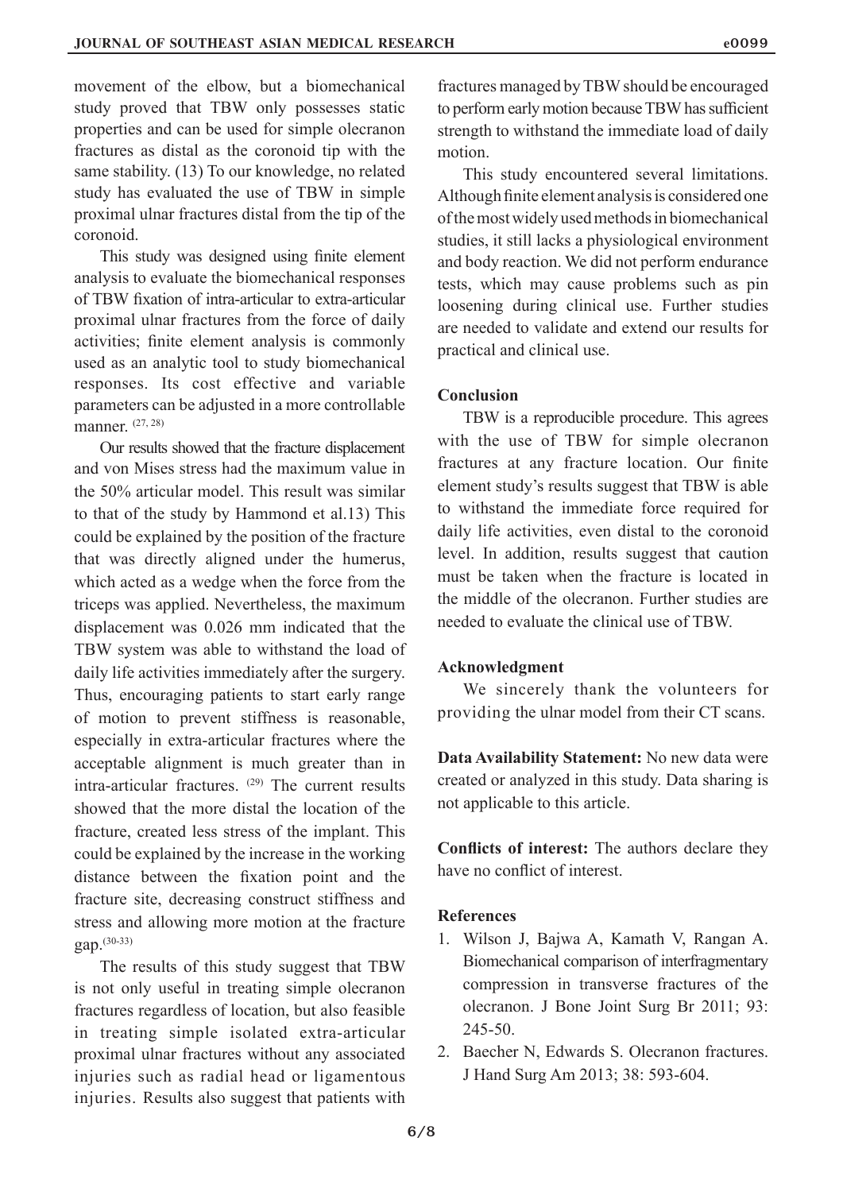movement of the elbow, but a biomechanical study proved that TBW only possesses static properties and can be used for simple olecranon fractures as distal as the coronoid tip with the same stability. (13) To our knowledge, no related study has evaluated the use of TBW in simple proximal ulnar fractures distal from the tip of the coronoid.

This study was designed using finite element analysis to evaluate the biomechanical responses of TBW fixation of intra-articular to extra-articular proximal ulnar fractures from the force of daily activities; finite element analysis is commonly used as an analytic tool to study biomechanical responses. Its cost effective and variable parameters can be adjusted in a more controllable manner. [27, 28]

Our results showed that the fracture displacement and von Mises stress had the maximum value in the 50% articular model. This result was similar to that of the study by Hammond et al.13) This could be explained by the position of the fracture that was directly aligned under the humerus, which acted as a wedge when the force from the triceps was applied. Nevertheless, the maximum displacement was 0.026 mm indicated that the TBW system was able to withstand the load of daily life activities immediately after the surgery. Thus, encouraging patients to start early range of motion to prevent stiffness is reasonable, especially in extra-articular fractures where the acceptable alignment is much greater than in intra-articular fractures. [29] The current results showed that the more distal the location of the fracture, created less stress of the implant. This could be explained by the increase in the working distance between the fixation point and the fracture site, decreasing construct stiffness and stress and allowing more motion at the fracture gap.[30-33]

The results of this study suggest that TBW is not only useful in treating simple olecranon fractures regardless of location, but also feasible in treating simple isolated extra-articular proximal ulnar fractures without any associated injuries such as radial head or ligamentous injuries. Results also suggest that patients with fractures managed by TBW should be encouraged to perform early motion because TBW has sufficient strength to withstand the immediate load of daily motion.

This study encountered several limitations. Although finite element analysis is considered one of the most widely used methods in biomechanical studies, it still lacks a physiological environment and body reaction. We did not perform endurance tests, which may cause problems such as pin loosening during clinical use. Further studies are needed to validate and extend our results for practical and clinical use.

## Conclusion

TBW is a reproducible procedure. This agrees with the use of TBW for simple olecranon fractures at any fracture location. Our finite element study's results suggest that TBW is able to withstand the immediate force required for daily life activities, even distal to the coronoid level. In addition, results suggest that caution must be taken when the fracture is located in the middle of the olecranon. Further studies are needed to evaluate the clinical use of TBW.

## Acknowledgment

We sincerely thank the volunteers for providing the ulnar model from their CT scans.

**Data Availability Statement:** No new data were created or analyzed in this study. Data sharing is not applicable to this article.

**Conflicts of interest:** The authors declare they have no conflict of interest.

## References

1. Wilson J, Bajwa A, Kamath V, Rangan A. Biomechanical comparison of interfragmentary compression in transverse fractures of the olecranon. J Bone Joint Surg Br 2011; 93: 245-50.
2. Baecher N, Edwards S. Olecranon fractures. J Hand Surg Am 2013; 38: 593-604.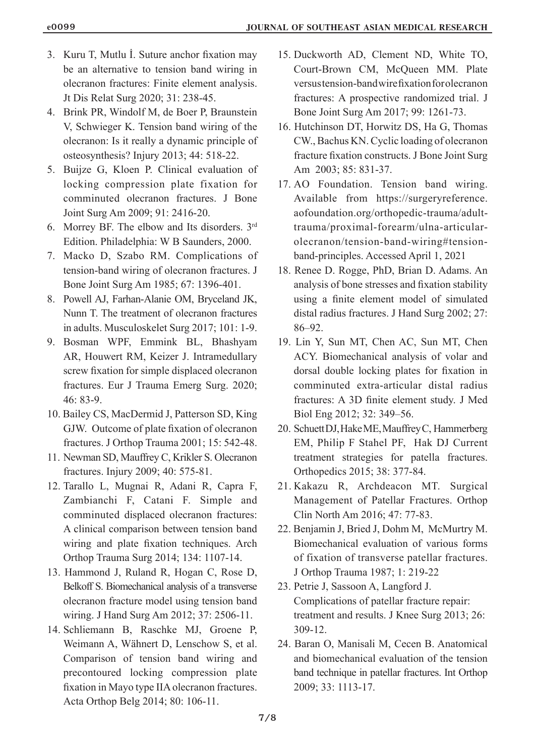3. Kuru T, Mutlu İ. Suture anchor fixation may be an alternative to tension band wiring in olecranon fractures: Finite element analysis. Jt Dis Relat Surg 2020; 31: 238-45.
4. Brink PR, Windolf M, de Boer P, Braunstein V, Schwieger K. Tension band wiring of the olecranon: Is it really a dynamic principle of osteosynthesis? Injury 2013; 44: 518-22.
5. Buijze G, Kloen P. Clinical evaluation of locking compression plate fixation for comminuted olecranon fractures. J Bone Joint Surg Am 2009; 91: 2416-20.
6. Morrey BF. The elbow and Its disorders. 3rd Edition. Philadelphia: W B Saunders, 2000.
7. Macko D, Szabo RM. Complications of tension-band wiring of olecranon fractures. J Bone Joint Surg Am 1985; 67: 1396-401.
8. Powell AJ, Farhan-Alanie OM, Bryceland JK, Nunn T. The treatment of olecranon fractures in adults. Musculoskelet Surg 2017; 101: 1-9.
9. Bosman WPF, Emmink BL, Bhashyam AR, Houwert RM, Keizer J. Intramedullary screw fixation for simple displaced olecranon fractures. Eur J Trauma Emerg Surg. 2020; 46: 83-9.
10. Bailey CS, MacDermid J, Patterson SD, King GJW. Outcome of plate fixation of olecranon fractures. J Orthop Trauma 2001; 15: 542-48.
11. Newman SD, Mauffrey C, Krikler S. Olecranon fractures. Injury 2009; 40: 575-81.
12. Tarallo L, Mugnai R, Adani R, Capra F, Zambianchi F, Catani F. Simple and comminuted displaced olecranon fractures: A clinical comparison between tension band wiring and plate fixation techniques. Arch Orthop Trauma Surg 2014; 134: 1107-14.
13. Hammond J, Ruland R, Hogan C, Rose D, Belkoff S. Biomechanical analysis of a transverse olecranon fracture model using tension band wiring. J Hand Surg Am 2012; 37: 2506-11.
14. Schliemann B, Raschke MJ, Groene P, Weimann A, Wähnert D, Lenschow S, et al. Comparison of tension band wiring and precontoured locking compression plate fixation in Mayo type IIA olecranon fractures. Acta Orthop Belg 2014; 80: 106-11.
15. Duckworth AD, Clement ND, White TO, Court-Brown CM, McQueen MM. Plate versus tension-band wire fixation for olecranon fractures: A prospective randomized trial. J Bone Joint Surg Am 2017; 99: 1261-73.
16. Hutchinson DT, Horwitz DS, Ha G, Thomas CW., Bachus KN. Cyclic loading of olecranon fracture fixation constructs. J Bone Joint Surg Am 2003; 85: 831-37.
17. AO Foundation. Tension band wiring. Available from https://surgeryreference.aofoundation.org/orthopedic-trauma/adult-trauma/proximal-forearm/ulna-articular-olecranon/tension-band-wiring#tension-band-principles. Accessed April 1, 2021
18. Renee D. Rogge, PhD, Brian D. Adams. An analysis of bone stresses and fixation stability using a finite element model of simulated distal radius fractures. J Hand Surg 2002; 27: 86–92.
19. Lin Y, Sun MT, Chen AC, Sun MT, Chen ACY. Biomechanical analysis of volar and dorsal double locking plates for fixation in comminuted extra-articular distal radius fractures: A 3D finite element study. J Med Biol Eng 2012; 32: 349–56.
20. Schuett DJ, Hake ME, Mauffrey C, Hammerberg EM, Philip F Stahel PF, Hak DJ Current treatment strategies for patella fractures. Orthopedics 2015; 38: 377-84.
21. Kakazu R, Archdeacon MT. Surgical Management of Patellar Fractures. Orthop Clin North Am 2016; 47: 77-83.
22. Benjamin J, Bried J, Dohm M, McMurtry M. Biomechanical evaluation of various forms of fixation of transverse patellar fractures. J Orthop Trauma 1987; 1: 219-22
23. Petrie J, Sassoon A, Langford J. Complications of patellar fracture repair: treatment and results. J Knee Surg 2013; 26: 309-12.
24. Baran O, Manisali M, Cecen B. Anatomical and biomechanical evaluation of the tension band technique in patellar fractures. Int Orthop 2009; 33: 1113-17.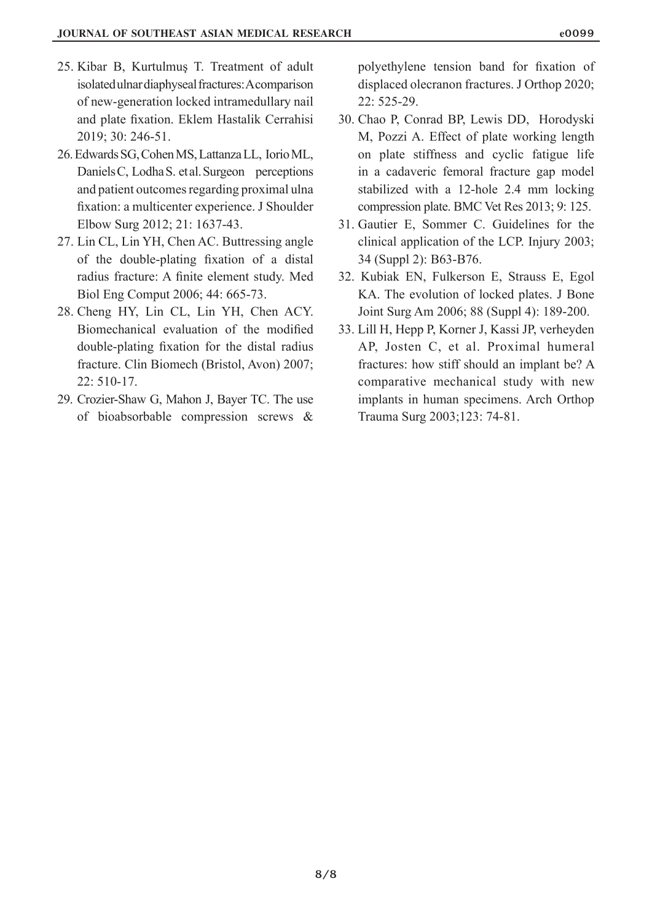25. Kibar B, Kurtulmuş T. Treatment of adult isolated ulnar diaphyseal fractures: A comparison of new-generation locked intramedullary nail and plate fixation. Eklem Hastalik Cerrahisi 2019; 30: 246-51.
26. Edwards SG, Cohen MS, Lattanza LL, Iorio ML, Daniels C, Lodha S. et al. Surgeon perceptions and patient outcomes regarding proximal ulna fixation: a multicenter experience. J Shoulder Elbow Surg 2012; 21: 1637-43.
27. Lin CL, Lin YH, Chen AC. Buttressing angle of the double-plating fixation of a distal radius fracture: A finite element study. Med Biol Eng Comput 2006; 44: 665-73.
28. Cheng HY, Lin CL, Lin YH, Chen ACY. Biomechanical evaluation of the modified double-plating fixation for the distal radius fracture. Clin Biomech (Bristol, Avon) 2007; 22: 510-17.
29. Crozier-Shaw G, Mahon J, Bayer TC. The use of bioabsorbable compression screws & polyethylene tension band for fixation of displaced olecranon fractures. J Orthop 2020; 22: 525-29.
30. Chao P, Conrad BP, Lewis DD, Horodyski M, Pozzi A. Effect of plate working length on plate stiffness and cyclic fatigue life in a cadaveric femoral fracture gap model stabilized with a 12-hole 2.4 mm locking compression plate. BMC Vet Res 2013; 9: 125.
31. Gautier E, Sommer C. Guidelines for the clinical application of the LCP. Injury 2003; 34 (Suppl 2): B63-B76.
32. Kubiak EN, Fulkerson E, Strauss E, Egol KA. The evolution of locked plates. J Bone Joint Surg Am 2006; 88 (Suppl 4): 189-200.
33. Lill H, Hepp P, Korner J, Kassi JP, verheyden AP, Josten C, et al. Proximal humeral fractures: how stiff should an implant be? A comparative mechanical study with new implants in human specimens. Arch Orthop Trauma Surg 2003;123: 74-81.